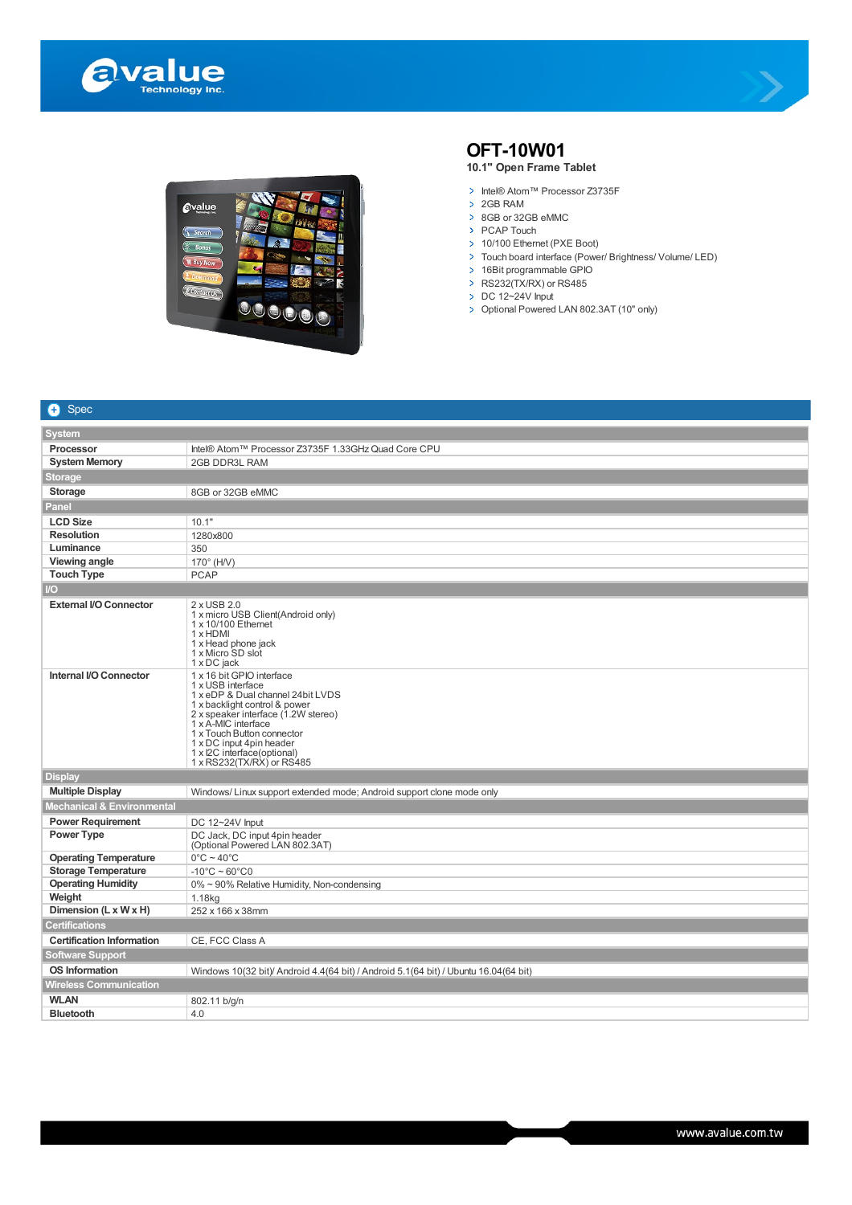# OFT-10W01

**10.1" Open Frame Tablet**

- Intel® Atom™ Processor Z3735F
- 2GB RAM
- 8GB or 32GB eMMC
- PCAP Touch
- 10/100 Ethernet (PXE Boot)
- Touch board interface (Power/ Brightness/ Volume/ LED)
- 16Bit programmable GPIO
- RS232(TX/RX) or RS485
- DC 12~24V Input
- Optional Powered LAN 802.3AT (10" only)

## Spec

| | |
|---|---|
| **System** | |
| **Processor** | Intel® Atom™ Processor Z3735F 1.33GHz Quad Core CPU |
| **System Memory** | 2GB DDR3L RAM |
| **Storage** | |
| **Storage** | 8GB or 32GB eMMC |
| **Panel** | |
| **LCD Size** | 10.1" |
| **Resolution** | 1280x800 |
| **Luminance** | 350 |
| **Viewing angle** | 170° (H/V) |
| **Touch Type** | PCAP |
| **I/O** | |
| **External I/O Connector** | 2 x USB 2.0<br>1 x micro USB Client(Android only)<br>1 x 10/100 Ethernet<br>1 x HDMI<br>1 x Head phone jack<br>1 x Micro SD slot<br>1 x DC jack |
| **Internal I/O Connector** | 1 x 16 bit GPIO interface<br>1 x USB interface<br>1 x eDP & Dual channel 24bit LVDS<br>1 x backlight control & power<br>2 x speaker interface (1.2W stereo)<br>1 x A-MIC interface<br>1 x Touch Button connector<br>1 x DC input 4pin header<br>1 x I2C interface(optional)<br>1 x RS232(TX/RX) or RS485 |
| **Display** | |
| **Multiple Display** | Windows/ Linux support extended mode; Android support clone mode only |
| **Mechanical & Environmental** | |
| **Power Requirement** | DC 12~24V Input |
| **Power Type** | DC Jack, DC input 4pin header<br>(Optional Powered LAN 802.3AT) |
| **Operating Temperature** | 0°C ~ 40°C |
| **Storage Temperature** | -10°C ~ 60°C0 |
| **Operating Humidity** | 0% ~ 90% Relative Humidity, Non-condensing |
| **Weight** | 1.18kg |
| **Dimension (L x W x H)** | 252 x 166 x 38mm |
| **Certifications** | |
| **Certification Information** | CE, FCC Class A |
| **Software Support** | |
| **OS Information** | Windows 10(32 bit)/ Android 4.4(64 bit) / Android 5.1(64 bit) / Ubuntu 16.04(64 bit) |
| **Wireless Communication** | |
| **WLAN** | 802.11 b/g/n |
| **Bluetooth** | 4.0 |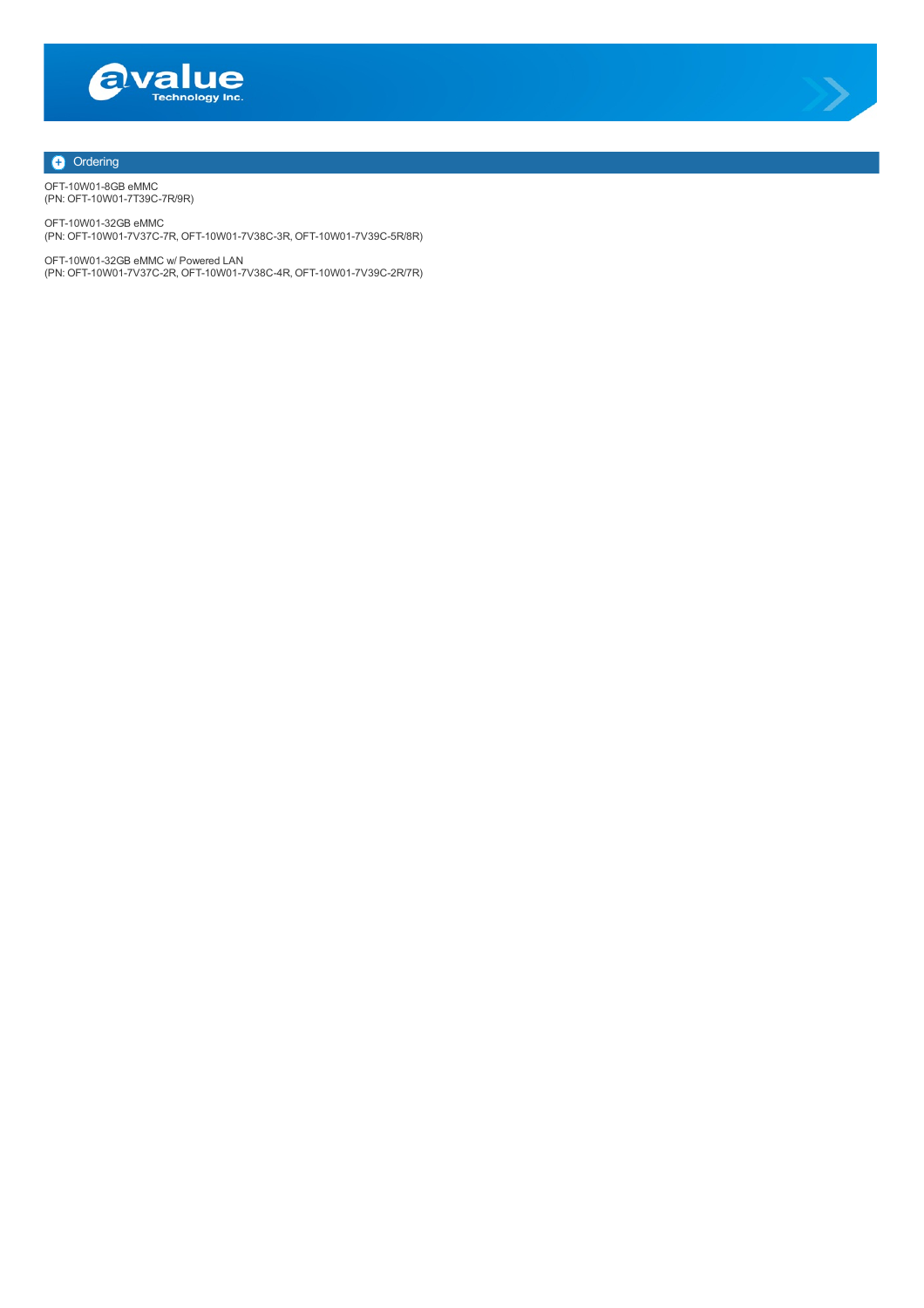## Ordering

OFT-10W01-8GB eMMC
(PN: OFT-10W01-7T39C-7R/9R)

OFT-10W01-32GB eMMC
(PN: OFT-10W01-7V37C-7R, OFT-10W01-7V38C-3R, OFT-10W01-7V39C-5R/8R)

OFT-10W01-32GB eMMC w/ Powered LAN
(PN: OFT-10W01-7V37C-2R, OFT-10W01-7V38C-4R, OFT-10W01-7V39C-2R/7R)